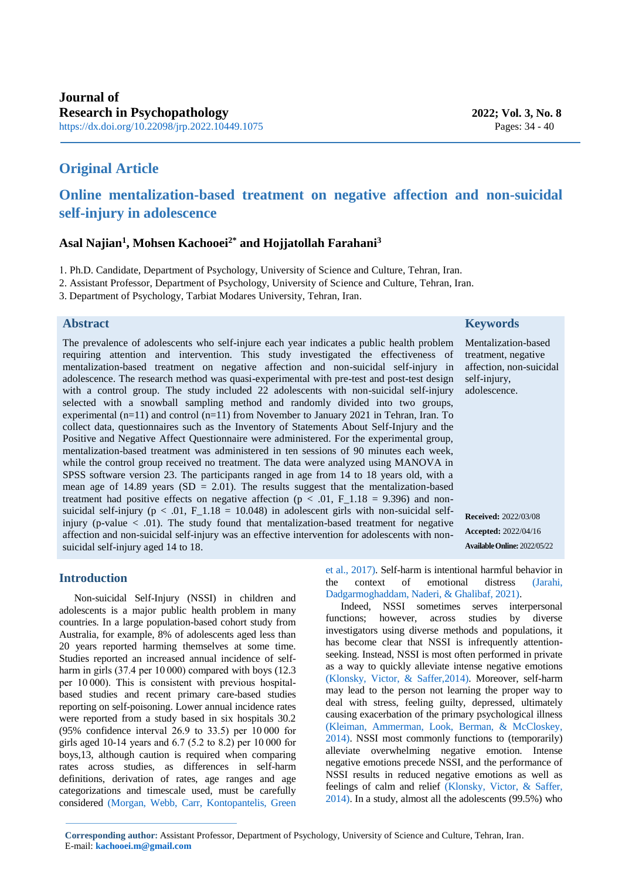Journal of Research in Psychopathology

https://dx.doi.org/10.22098/jrp.2022.10449.1075

## Original Article

# Online mentalization-based treatment on negative affection and non-suicidal self-injury in adolescence

**Asal Najian[1], Mohsen Kachooei[2*] and Hojjatollah Farahani[3]**

1. Ph.D. Candidate, Department of Psychology, University of Science and Culture, Tehran, Iran.
2. Assistant Professor, Department of Psychology, University of Science and Culture, Tehran, Iran.
3. Department of Psychology, Tarbiat Modares University, Tehran, Iran.

## Abstract

The prevalence of adolescents who self-injure each year indicates a public health problem requiring attention and intervention. This study investigated the effectiveness of mentalization-based treatment on negative affection and non-suicidal self-injury in adolescence. The research method was quasi-experimental with pre-test and post-test design with a control group. The study included 22 adolescents with non-suicidal self-injury selected with a snowball sampling method and randomly divided into two groups, experimental (n=11) and control (n=11) from November to January 2021 in Tehran, Iran. To collect data, questionnaires such as the Inventory of Statements About Self-Injury and the Positive and Negative Affect Questionnaire were administered. For the experimental group, mentalization-based treatment was administered in ten sessions of 90 minutes each week, while the control group received no treatment. The data were analyzed using MANOVA in SPSS software version 23. The participants ranged in age from 14 to 18 years old, with a mean age of 14.89 years (SD = 2.01). The results suggest that the mentalization-based treatment had positive effects on negative affection ($p < .01$, $F_{1.18} = 9.396$) and non-suicidal self-injury ($p < .01$, $F_{1.18} = 10.048$) in adolescent girls with non-suicidal self-injury (p-value < .01). The study found that mentalization-based treatment for negative affection and non-suicidal self-injury was an effective intervention for adolescents with non-suicidal self-injury aged 14 to 18.

## Keywords

Mentalization-based treatment, negative affection, non-suicidal self-injury, adolescence.

**Received:** 2022/03/08
**Accepted:** 2022/04/16
**Available Online:** 2022/05/22

## Introduction

Non-suicidal Self-Injury (NSSI) in children and adolescents is a major public health problem in many countries. In a large population-based cohort study from Australia, for example, 8% of adolescents aged less than 20 years reported harming themselves at some time. Studies reported an increased annual incidence of self-harm in girls (37.4 per 10 000) compared with boys (12.3 per 10 000). This is consistent with previous hospital-based studies and recent primary care-based studies reporting on self-poisoning. Lower annual incidence rates were reported from a study based in six hospitals 30.2 (95% confidence interval 26.9 to 33.5) per 10 000 for girls aged 10-14 years and 6.7 (5.2 to 8.2) per 10 000 for boys,13, although caution is required when comparing rates across studies, as differences in self-harm definitions, derivation of rates, age ranges and age categorizations and timescale used, must be carefully considered (Morgan, Webb, Carr, Kontopantelis, Green et al., 2017). Self-harm is intentional harmful behavior in the context of emotional distress (Jarahi, Dadgarmoghaddam, Naderi, & Ghalibaf, 2021).

Indeed, NSSI sometimes serves interpersonal functions; however, across studies by diverse investigators using diverse methods and populations, it has become clear that NSSI is infrequently attention-seeking. Instead, NSSI is most often performed in private as a way to quickly alleviate intense negative emotions (Klonsky, Victor, & Saffer,2014). Moreover, self-harm may lead to the person not learning the proper way to deal with stress, feeling guilty, depressed, ultimately causing exacerbation of the primary psychological illness (Kleiman, Ammerman, Look, Berman, & McCloskey, 2014). NSSI most commonly functions to (temporarily) alleviate overwhelming negative emotion. Intense negative emotions precede NSSI, and the performance of NSSI results in reduced negative emotions as well as feelings of calm and relief (Klonsky, Victor, & Saffer, 2014). In a study, almost all the adolescents (99.5%) who

---

**Corresponding author:** Assistant Professor, Department of Psychology, University of Science and Culture, Tehran, Iran.
E-mail: **kachooei.m@gmail.com**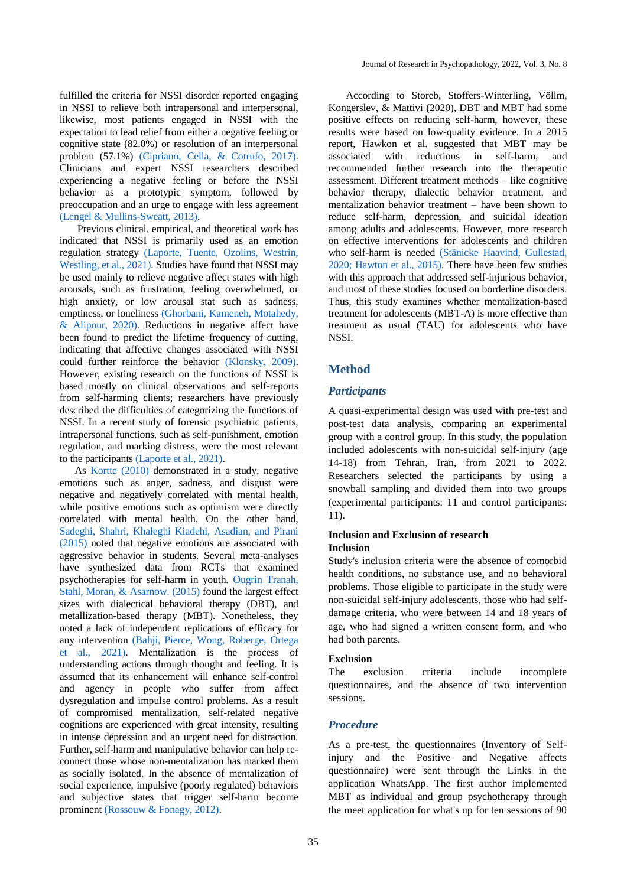fulfilled the criteria for NSSI disorder reported engaging in NSSI to relieve both intrapersonal and interpersonal, likewise, most patients engaged in NSSI with the expectation to lead relief from either a negative feeling or cognitive state (82.0%) or resolution of an interpersonal problem (57.1%) (Cipriano, Cella, & Cotrufo, 2017). Clinicians and expert NSSI researchers described experiencing a negative feeling or before the NSSI behavior as a prototypic symptom, followed by preoccupation and an urge to engage with less agreement (Lengel & Mullins-Sweatt, 2013).

Previous clinical, empirical, and theoretical work has indicated that NSSI is primarily used as an emotion regulation strategy (Laporte, Tuente, Ozolins, Westrin, Westling, et al., 2021). Studies have found that NSSI may be used mainly to relieve negative affect states with high arousals, such as frustration, feeling overwhelmed, or high anxiety, or low arousal stat such as sadness, emptiness, or loneliness (Ghorbani, Kameneh, Motahedy, & Alipour, 2020). Reductions in negative affect have been found to predict the lifetime frequency of cutting, indicating that affective changes associated with NSSI could further reinforce the behavior (Klonsky, 2009). However, existing research on the functions of NSSI is based mostly on clinical observations and self-reports from self-harming clients; researchers have previously described the difficulties of categorizing the functions of NSSI. In a recent study of forensic psychiatric patients, intrapersonal functions, such as self-punishment, emotion regulation, and marking distress, were the most relevant to the participants (Laporte et al., 2021).

As Kortte (2010) demonstrated in a study, negative emotions such as anger, sadness, and disgust were negative and negatively correlated with mental health, while positive emotions such as optimism were directly correlated with mental health. On the other hand, Sadeghi, Shahri, Khaleghi Kiadehi, Asadian, and Pirani (2015) noted that negative emotions are associated with aggressive behavior in students. Several meta-analyses have synthesized data from RCTs that examined psychotherapies for self-harm in youth. Ougrin Tranah, Stahl, Moran, & Asarnow. (2015) found the largest effect sizes with dialectical behavioral therapy (DBT), and metallization-based therapy (MBT). Nonetheless, they noted a lack of independent replications of efficacy for any intervention (Bahji, Pierce, Wong, Roberge, Ortega et al., 2021). Mentalization is the process of understanding actions through thought and feeling. It is assumed that its enhancement will enhance self-control and agency in people who suffer from affect dysregulation and impulse control problems. As a result of compromised mentalization, self-related negative cognitions are experienced with great intensity, resulting in intense depression and an urgent need for distraction. Further, self-harm and manipulative behavior can help re-connect those whose non-mentalization has marked them as socially isolated. In the absence of mentalization of social experience, impulsive (poorly regulated) behaviors and subjective states that trigger self-harm become prominent (Rossouw & Fonagy, 2012).

According to Storeb, Stoffers-Winterling, Völlm, Kongerslev, & Mattivi (2020), DBT and MBT had some positive effects on reducing self-harm, however, these results were based on low-quality evidence. In a 2015 report, Hawkon et al. suggested that MBT may be associated with reductions in self-harm, and recommended further research into the therapeutic assessment. Different treatment methods – like cognitive behavior therapy, dialectic behavior treatment, and mentalization behavior treatment – have been shown to reduce self-harm, depression, and suicidal ideation among adults and adolescents. However, more research on effective interventions for adolescents and children who self-harm is needed (Stänicke Haavind, Gullestad, 2020; Hawton et al., 2015). There have been few studies with this approach that addressed self-injurious behavior, and most of these studies focused on borderline disorders. Thus, this study examines whether mentalization-based treatment for adolescents (MBT-A) is more effective than treatment as usual (TAU) for adolescents who have NSSI.

## Method

### *Participants*

A quasi-experimental design was used with pre-test and post-test data analysis, comparing an experimental group with a control group. In this study, the population included adolescents with non-suicidal self-injury (age 14-18) from Tehran, Iran, from 2021 to 2022. Researchers selected the participants by using a snowball sampling and divided them into two groups (experimental participants: 11 and control participants: 11).

**Inclusion and Exclusion of research**

**Inclusion**

Study's inclusion criteria were the absence of comorbid health conditions, no substance use, and no behavioral problems. Those eligible to participate in the study were non-suicidal self-injury adolescents, those who had self-damage criteria, who were between 14 and 18 years of age, who had signed a written consent form, and who had both parents.

**Exclusion**

The exclusion criteria include incomplete questionnaires, and the absence of two intervention sessions.

### *Procedure*

As a pre-test, the questionnaires (Inventory of Self-injury and the Positive and Negative affects questionnaire) were sent through the Links in the application WhatsApp. The first author implemented MBT as individual and group psychotherapy through the meet application for what's up for ten sessions of 90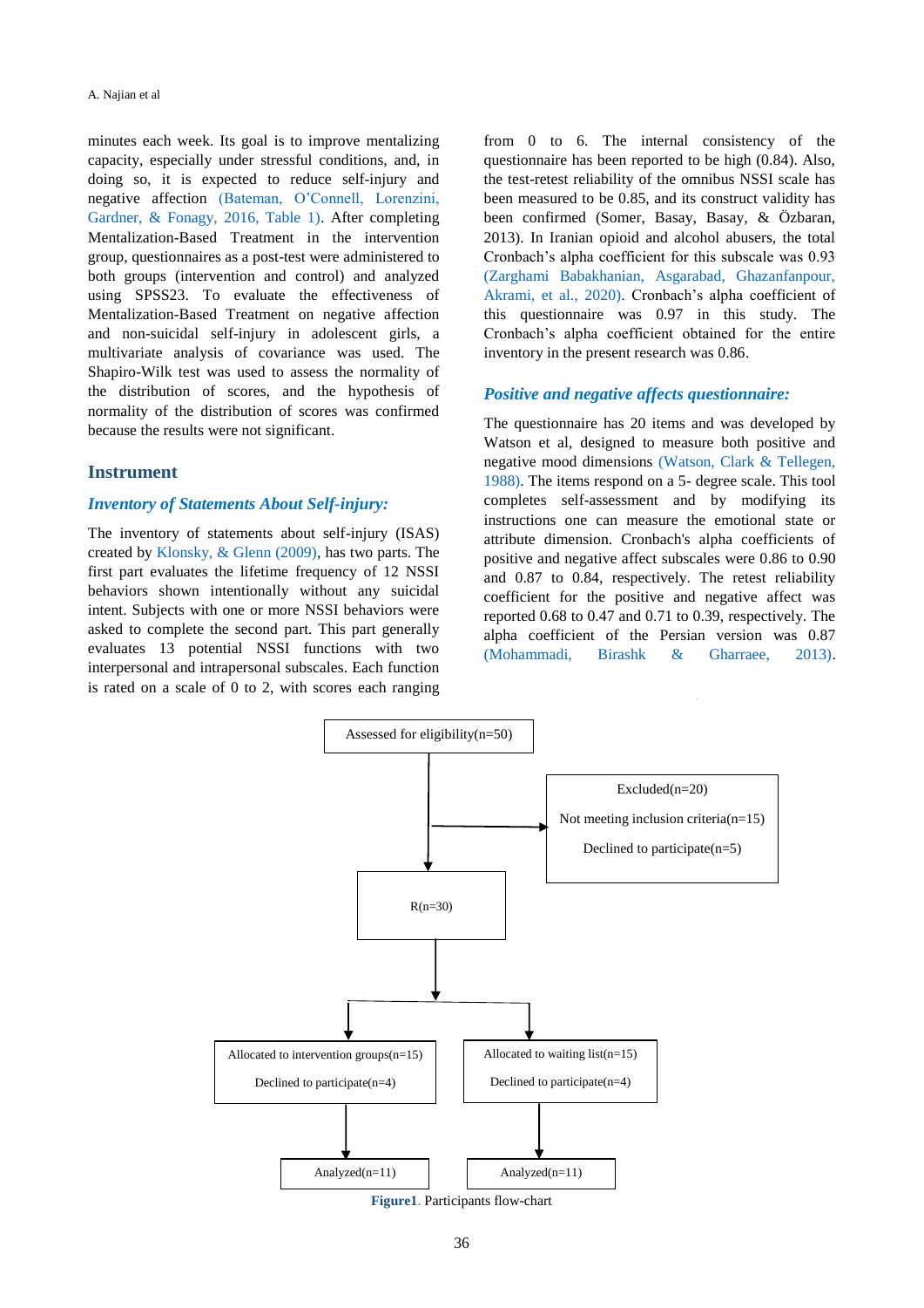minutes each week. Its goal is to improve mentalizing capacity, especially under stressful conditions, and, in doing so, it is expected to reduce self-injury and negative affection (Bateman, O'Connell, Lorenzini, Gardner, & Fonagy, 2016, Table 1). After completing Mentalization-Based Treatment in the intervention group, questionnaires as a post-test were administered to both groups (intervention and control) and analyzed using SPSS23. To evaluate the effectiveness of Mentalization-Based Treatment on negative affection and non-suicidal self-injury in adolescent girls, a multivariate analysis of covariance was used. The Shapiro-Wilk test was used to assess the normality of the distribution of scores, and the hypothesis of normality of the distribution of scores was confirmed because the results were not significant.

## Instrument

### *Inventory of Statements About Self-injury:*

The inventory of statements about self-injury (ISAS) created by Klonsky, & Glenn (2009), has two parts. The first part evaluates the lifetime frequency of 12 NSSI behaviors shown intentionally without any suicidal intent. Subjects with one or more NSSI behaviors were asked to complete the second part. This part generally evaluates 13 potential NSSI functions with two interpersonal and intrapersonal subscales. Each function is rated on a scale of 0 to 2, with scores each ranging from 0 to 6. The internal consistency of the questionnaire has been reported to be high (0.84). Also, the test-retest reliability of the omnibus NSSI scale has been measured to be 0.85, and its construct validity has been confirmed (Somer, Basay, Basay, & Özbaran, 2013). In Iranian opioid and alcohol abusers, the total Cronbach's alpha coefficient for this subscale was 0.93 (Zarghami Babakhanian, Asgarabad, Ghazanfanpour, Akrami, et al., 2020). Cronbach's alpha coefficient of this questionnaire was 0.97 in this study. The Cronbach's alpha coefficient obtained for the entire inventory in the present research was 0.86.

### *Positive and negative affects questionnaire:*

The questionnaire has 20 items and was developed by Watson et al, designed to measure both positive and negative mood dimensions (Watson, Clark & Tellegen, 1988). The items respond on a 5- degree scale. This tool completes self-assessment and by modifying its instructions one can measure the emotional state or attribute dimension. Cronbach's alpha coefficients of positive and negative affect subscales were 0.86 to 0.90 and 0.87 to 0.84, respectively. The retest reliability coefficient for the positive and negative affect was reported 0.68 to 0.47 and 0.71 to 0.39, respectively. The alpha coefficient of the Persian version was 0.87 (Mohammadi, Birashk & Gharraee, 2013).

Assessed for eligibility(n=50)

Excluded(n=20)
Not meeting inclusion criteria(n=15)
Declined to participate(n=5)

R(n=30)

Allocated to intervention groups(n=15)
Declined to participate(n=4)

Allocated to waiting list(n=15)
Declined to participate(n=4)

Analyzed(n=11)

Analyzed(n=11)

**Figure1**. Participants flow-chart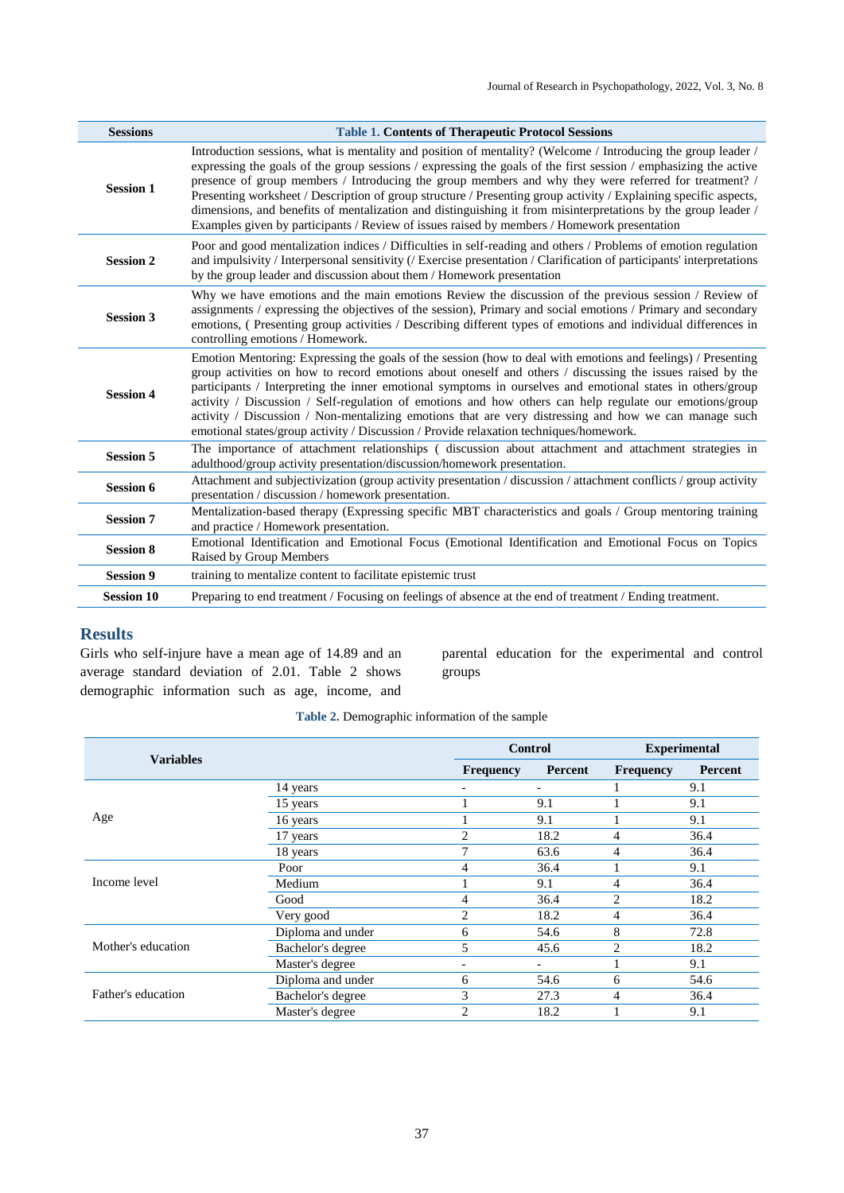**Table 1.** Contents of Therapeutic Protocol Sessions

| Sessions | Contents |
|---|---|
| **Session 1** | Introduction sessions, what is mentality and position of mentality? (Welcome / Introducing the group leader / expressing the goals of the group sessions / expressing the goals of the first session / emphasizing the active presence of group members / Introducing the group members and why they were referred for treatment? / Presenting worksheet / Description of group structure / Presenting group activity / Explaining specific aspects, dimensions, and benefits of mentalization and distinguishing it from misinterpretations by the group leader / Examples given by participants / Review of issues raised by members / Homework presentation |
| **Session 2** | Poor and good mentalization indices / Difficulties in self-reading and others / Problems of emotion regulation and impulsivity / Interpersonal sensitivity (/ Exercise presentation / Clarification of participants' interpretations by the group leader and discussion about them / Homework presentation |
| **Session 3** | Why we have emotions and the main emotions Review the discussion of the previous session / Review of assignments / expressing the objectives of the session), Primary and social emotions / Primary and secondary emotions, ( Presenting group activities / Describing different types of emotions and individual differences in controlling emotions / Homework. |
| **Session 4** | Emotion Mentoring: Expressing the goals of the session (how to deal with emotions and feelings) / Presenting group activities on how to record emotions about oneself and others / discussing the issues raised by the participants / Interpreting the inner emotional symptoms in ourselves and emotional states in others/group activity / Discussion / Self-regulation of emotions and how others can help regulate our emotions/group activity / Discussion / Non-mentalizing emotions that are very distressing and how we can manage such emotional states/group activity / Discussion / Provide relaxation techniques/homework. |
| **Session 5** | The importance of attachment relationships ( discussion about attachment and attachment strategies in adulthood/group activity presentation/discussion/homework presentation. |
| **Session 6** | Attachment and subjectivization (group activity presentation / discussion / attachment conflicts / group activity presentation / discussion / homework presentation. |
| **Session 7** | Mentalization-based therapy (Expressing specific MBT characteristics and goals / Group mentoring training and practice / Homework presentation. |
| **Session 8** | Emotional Identification and Emotional Focus (Emotional Identification and Emotional Focus on Topics Raised by Group Members |
| **Session 9** | training to mentalize content to facilitate epistemic trust |
| **Session 10** | Preparing to end treatment / Focusing on feelings of absence at the end of treatment / Ending treatment. |

## Results

Girls who self-injure have a mean age of 14.89 and an average standard deviation of 2.01. Table 2 shows demographic information such as age, income, and parental education for the experimental and control groups

**Table 2.** Demographic information of the sample

| Variables | | Control | | Experimental | |
|---|---|---|---|---|---|
| | | Frequency | Percent | Frequency | Percent |
| Age | 14 years | - | - | 1 | 9.1 |
| | 15 years | 1 | 9.1 | 1 | 9.1 |
| | 16 years | 1 | 9.1 | 1 | 9.1 |
| | 17 years | 2 | 18.2 | 4 | 36.4 |
| | 18 years | 7 | 63.6 | 4 | 36.4 |
| Income level | Poor | 4 | 36.4 | 1 | 9.1 |
| | Medium | 1 | 9.1 | 4 | 36.4 |
| | Good | 4 | 36.4 | 2 | 18.2 |
| | Very good | 2 | 18.2 | 4 | 36.4 |
| Mother's education | Diploma and under | 6 | 54.6 | 8 | 72.8 |
| | Bachelor's degree | 5 | 45.6 | 2 | 18.2 |
| | Master's degree | - | - | 1 | 9.1 |
| Father's education | Diploma and under | 6 | 54.6 | 6 | 54.6 |
| | Bachelor's degree | 3 | 27.3 | 4 | 36.4 |
| | Master's degree | 2 | 18.2 | 1 | 9.1 |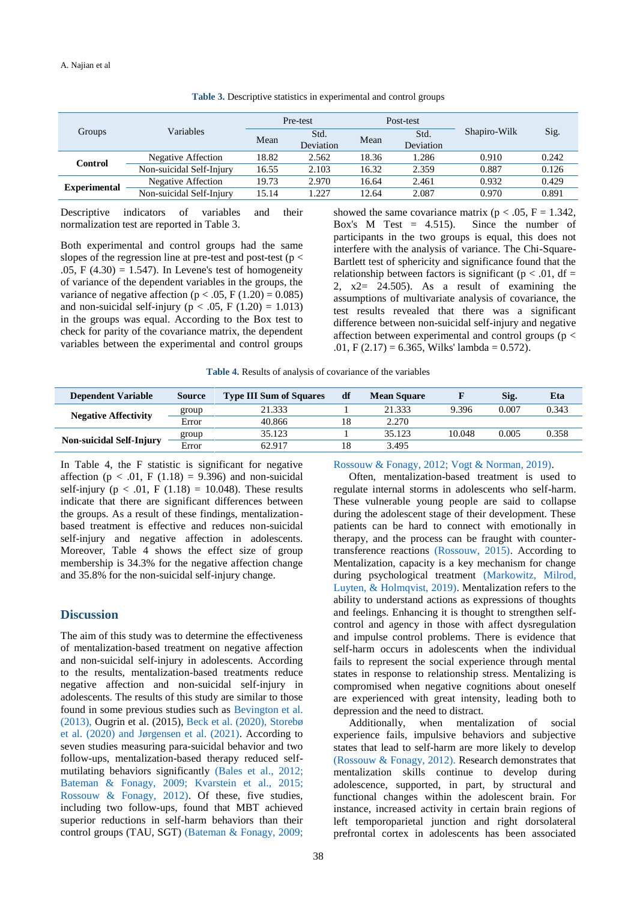**Table 3.** Descriptive statistics in experimental and control groups

| Groups | Variables | Pre-test | | Post-test | | Shapiro-Wilk | Sig. |
|---|---|---|---|---|---|---|---|
| | | Mean | Std. Deviation | Mean | Std. Deviation | | |
| **Control** | Negative Affection | 18.82 | 2.562 | 18.36 | 1.286 | 0.910 | 0.242 |
| | Non-suicidal Self-Injury | 16.55 | 2.103 | 16.32 | 2.359 | 0.887 | 0.126 |
| **Experimental** | Negative Affection | 19.73 | 2.970 | 16.64 | 2.461 | 0.932 | 0.429 |
| | Non-suicidal Self-Injury | 15.14 | 1.227 | 12.64 | 2.087 | 0.970 | 0.891 |

Descriptive indicators of variables and their normalization test are reported in Table 3.

Both experimental and control groups had the same slopes of the regression line at pre-test and post-test ($p < .05$, F (4.30) = 1.547). In Levene's test of homogeneity of variance of the dependent variables in the groups, the variance of negative affection ($p < .05$, F (1.20) = 0.085) and non-suicidal self-injury ($p < .05$, F (1.20) = 1.013) in the groups was equal. According to the Box test to check for parity of the covariance matrix, the dependent variables between the experimental and control groups showed the same covariance matrix ($p < .05$, F = 1.342, Box's M Test = 4.515). Since the number of participants in the two groups is equal, this does not interfere with the analysis of variance. The Chi-Square-Bartlett test of sphericity and significance found that the relationship between factors is significant ($p < .01$, df = 2, $x2$= 24.505). As a result of examining the assumptions of multivariate analysis of covariance, the test results revealed that there was a significant difference between non-suicidal self-injury and negative affection between experimental and control groups ($p < .01$, F (2.17) = 6.365, Wilks' lambda = 0.572).

**Table 4.** Results of analysis of covariance of the variables

| Dependent Variable | Source | Type III Sum of Squares | df | Mean Square | F | Sig. | Eta |
|---|---|---|---|---|---|---|---|
| **Negative Affectivity** | group | 21.333 | 1 | 21.333 | 9.396 | 0.007 | 0.343 |
| | Error | 40.866 | 18 | 2.270 | | | |
| **Non-suicidal Self-Injury** | group | 35.123 | 1 | 35.123 | 10.048 | 0.005 | 0.358 |
| | Error | 62.917 | 18 | 3.495 | | | |

In Table 4, the F statistic is significant for negative affection ($p < .01$, F (1.18) = 9.396) and non-suicidal self-injury ($p < .01$, F (1.18) = 10.048). These results indicate that there are significant differences between the groups. As a result of these findings, mentalization-based treatment is effective and reduces non-suicidal self-injury and negative affection in adolescents. Moreover, Table 4 shows the effect size of group membership is 34.3% for the negative affection change and 35.8% for the non-suicidal self-injury change.

## Discussion

The aim of this study was to determine the effectiveness of mentalization-based treatment on negative affection and non-suicidal self-injury in adolescents. According to the results, mentalization-based treatments reduce negative affection and non-suicidal self-injury in adolescents. The results of this study are similar to those found in some previous studies such as Bevington et al. (2013), Ougrin et al. (2015), Beck et al. (2020), Storebø et al. (2020) and Jørgensen et al. (2021). According to seven studies measuring para-suicidal behavior and two follow-ups, mentalization-based therapy reduced self-mutilating behaviors significantly (Bales et al., 2012; Bateman & Fonagy, 2009; Kvarstein et al., 2015; Rossouw & Fonagy, 2012). Of these, five studies, including two follow-ups, found that MBT achieved superior reductions in self-harm behaviors than their control groups (TAU, SGT) (Bateman & Fonagy, 2009; Rossouw & Fonagy, 2012; Vogt & Norman, 2019).

Often, mentalization-based treatment is used to regulate internal storms in adolescents who self-harm. These vulnerable young people are said to collapse during the adolescent stage of their development. These patients can be hard to connect with emotionally in therapy, and the process can be fraught with counter-transference reactions (Rossouw, 2015). According to Mentalization, capacity is a key mechanism for change during psychological treatment (Markowitz, Milrod, Luyten, & Holmqvist, 2019). Mentalization refers to the ability to understand actions as expressions of thoughts and feelings. Enhancing it is thought to strengthen self-control and agency in those with affect dysregulation and impulse control problems. There is evidence that self-harm occurs in adolescents when the individual fails to represent the social experience through mental states in response to relationship stress. Mentalizing is compromised when negative cognitions about oneself are experienced with great intensity, leading both to depression and the need to distract.

Additionally, when mentalization of social experience fails, impulsive behaviors and subjective states that lead to self-harm are more likely to develop (Rossouw & Fonagy, 2012). Research demonstrates that mentalization skills continue to develop during adolescence, supported, in part, by structural and functional changes within the adolescent brain. For instance, increased activity in certain brain regions of left temporoparietal junction and right dorsolateral prefrontal cortex in adolescents has been associated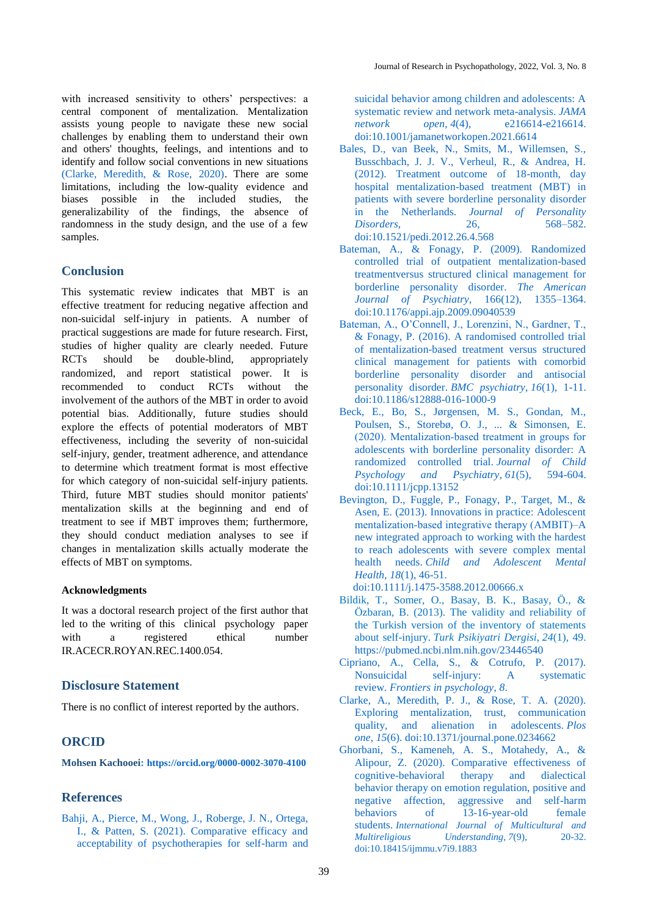with increased sensitivity to others' perspectives: a central component of mentalization. Mentalization assists young people to navigate these new social challenges by enabling them to understand their own and others' thoughts, feelings, and intentions and to identify and follow social conventions in new situations (Clarke, Meredith, & Rose, 2020). There are some limitations, including the low-quality evidence and biases possible in the included studies, the generalizability of the findings, the absence of randomness in the study design, and the use of a few samples.

## Conclusion

This systematic review indicates that MBT is an effective treatment for reducing negative affection and non-suicidal self-injury in patients. A number of practical suggestions are made for future research. First, studies of higher quality are clearly needed. Future RCTs should be double-blind, appropriately randomized, and report statistical power. It is recommended to conduct RCTs without the involvement of the authors of the MBT in order to avoid potential bias. Additionally, future studies should explore the effects of potential moderators of MBT effectiveness, including the severity of non-suicidal self-injury, gender, treatment adherence, and attendance to determine which treatment format is most effective for which category of non-suicidal self-injury patients. Third, future MBT studies should monitor patients' mentalization skills at the beginning and end of treatment to see if MBT improves them; furthermore, they should conduct mediation analyses to see if changes in mentalization skills actually moderate the effects of MBT on symptoms.

### Acknowledgments

It was a doctoral research project of the first author that led to the writing of this clinical psychology paper with a registered ethical number IR.ACECR.ROYAN.REC.1400.054.

## Disclosure Statement

There is no conflict of interest reported by the authors.

## ORCID

**Mohsen Kachooei: https://orcid.org/0000-0002-3070-4100**

## References

Bahji, A., Pierce, M., Wong, J., Roberge, J. N., Ortega, I., & Patten, S. (2021). Comparative efficacy and acceptability of psychotherapies for self-harm and suicidal behavior among children and adolescents: A systematic review and network meta-analysis. *JAMA network open*, *4*(4), e216614-e216614. doi:10.1001/jamanetworkopen.2021.6614

Bales, D., van Beek, N., Smits, M., Willemsen, S., Busschbach, J. J. V., Verheul, R., & Andrea, H. (2012). Treatment outcome of 18-month, day hospital mentalization-based treatment (MBT) in patients with severe borderline personality disorder in the Netherlands. *Journal of Personality Disorders*, 26, 568–582. doi:10.1521/pedi.2012.26.4.568

Bateman, A., & Fonagy, P. (2009). Randomized controlled trial of outpatient mentalization-based treatmentversus structured clinical management for borderline personality disorder. *The American Journal of Psychiatry*, 166(12), 1355–1364. doi:10.1176/appi.ajp.2009.09040539

Bateman, A., O'Connell, J., Lorenzini, N., Gardner, T., & Fonagy, P. (2016). A randomised controlled trial of mentalization-based treatment versus structured clinical management for patients with comorbid borderline personality disorder and antisocial personality disorder. *BMC psychiatry*, *16*(1), 1-11. doi:10.1186/s12888-016-1000-9

Beck, E., Bo, S., Jørgensen, M. S., Gondan, M., Poulsen, S., Storebø, O. J., ... & Simonsen, E. (2020). Mentalization-based treatment in groups for adolescents with borderline personality disorder: A randomized controlled trial. *Journal of Child Psychology and Psychiatry*, *61*(5), 594-604. doi:10.1111/jcpp.13152

Bevington, D., Fuggle, P., Fonagy, P., Target, M., & Asen, E. (2013). Innovations in practice: Adolescent mentalization-based integrative therapy (AMBIT)–A new integrated approach to working with the hardest to reach adolescents with severe complex mental health needs. *Child and Adolescent Mental Health*, *18*(1), 46-51. doi:10.1111/j.1475-3588.2012.00666.x

Bildik, T., Somer, O., Basay, B. K., Basay, Ö., & Özbaran, B. (2013). The validity and reliability of the Turkish version of the inventory of statements about self-injury. *Turk Psikiyatri Dergisi*, *24*(1), 49. https://pubmed.ncbi.nlm.nih.gov/23446540

Cipriano, A., Cella, S., & Cotrufo, P. (2017). Nonsuicidal self-injury: A systematic review. *Frontiers in psychology*, *8*.

Clarke, A., Meredith, P. J., & Rose, T. A. (2020). Exploring mentalization, trust, communication quality, and alienation in adolescents. *Plos one*, *15*(6). doi:10.1371/journal.pone.0234662

Ghorbani, S., Kameneh, A. S., Motahedy, A., & Alipour, Z. (2020). Comparative effectiveness of cognitive-behavioral therapy and dialectical behavior therapy on emotion regulation, positive and negative affection, aggressive and self-harm behaviors of 13-16-year-old female students. *International Journal of Multicultural and Multireligious Understanding*, *7*(9), 20-32. doi:10.18415/ijmmu.v7i9.1883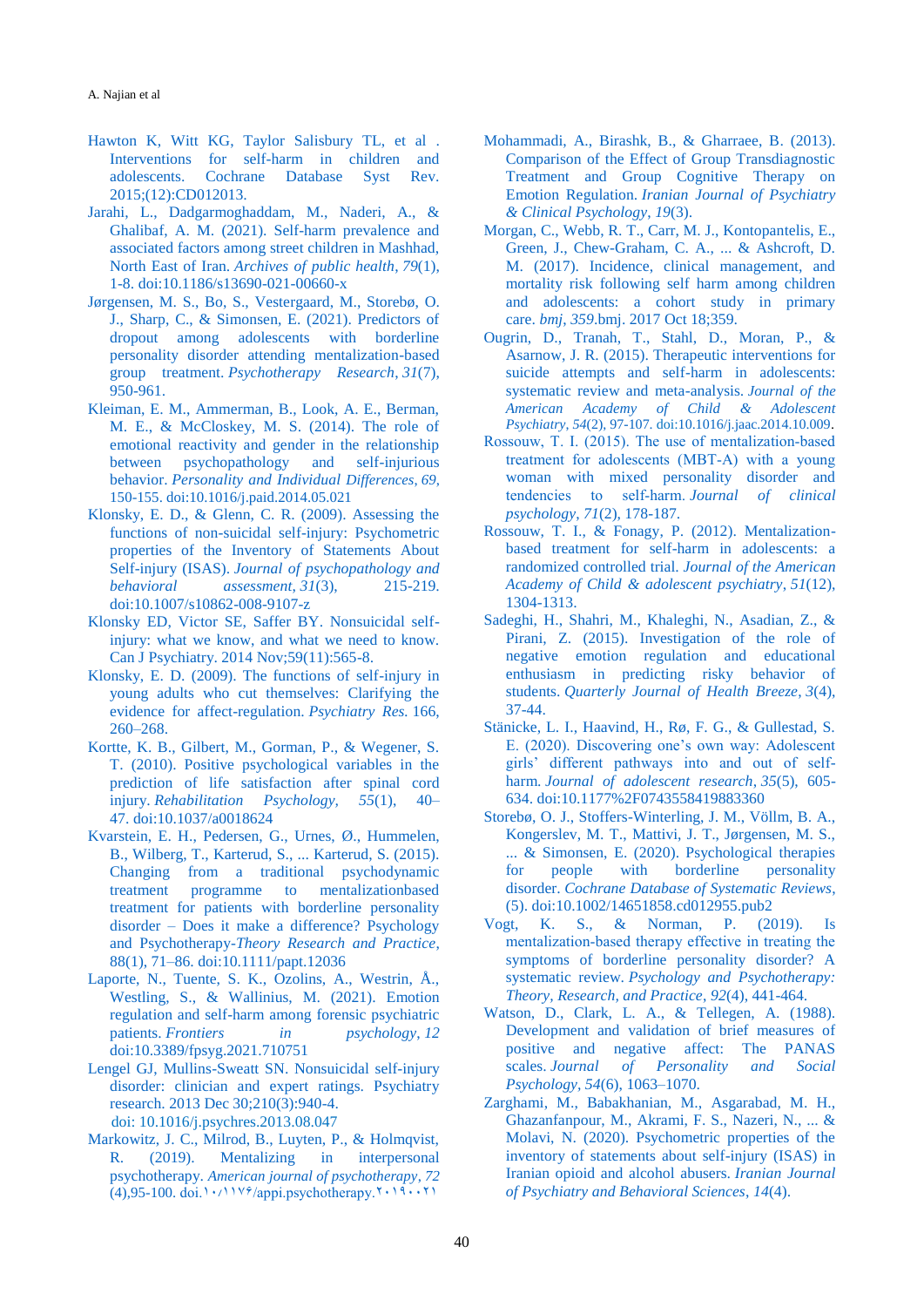Hawton K, Witt KG, Taylor Salisbury TL, et al . Interventions for self-harm in children and adolescents. Cochrane Database Syst Rev. 2015;(12):CD012013.

Jarahi, L., Dadgarmoghaddam, M., Naderi, A., & Ghalibaf, A. M. (2021). Self-harm prevalence and associated factors among street children in Mashhad, North East of Iran. *Archives of public health*, *79*(1), 1-8. doi:10.1186/s13690-021-00660-x

Jørgensen, M. S., Bo, S., Vestergaard, M., Storebø, O. J., Sharp, C., & Simonsen, E. (2021). Predictors of dropout among adolescents with borderline personality disorder attending mentalization-based group treatment. *Psychotherapy Research*, *31*(7), 950-961.

Kleiman, E. M., Ammerman, B., Look, A. E., Berman, M. E., & McCloskey, M. S. (2014). The role of emotional reactivity and gender in the relationship between psychopathology and self-injurious behavior. *Personality and Individual Differences*, *69*, 150-155. doi:10.1016/j.paid.2014.05.021

Klonsky, E. D., & Glenn, C. R. (2009). Assessing the functions of non-suicidal self-injury: Psychometric properties of the Inventory of Statements About Self-injury (ISAS). *Journal of psychopathology and behavioral assessment*, *31*(3), 215-219. doi:10.1007/s10862-008-9107-z

Klonsky ED, Victor SE, Saffer BY. Nonsuicidal self-injury: what we know, and what we need to know. Can J Psychiatry. 2014 Nov;59(11):565-8.

Klonsky, E. D. (2009). The functions of self-injury in young adults who cut themselves: Clarifying the evidence for affect-regulation. *Psychiatry Res.* 166, 260–268.

Kortte, K. B., Gilbert, M., Gorman, P., & Wegener, S. T. (2010). Positive psychological variables in the prediction of life satisfaction after spinal cord injury. *Rehabilitation Psychology*, *55*(1), 40–47. doi:10.1037/a0018624

Kvarstein, E. H., Pedersen, G., Urnes, Ø., Hummelen, B., Wilberg, T., Karterud, S., ... Karterud, S. (2015). Changing from a traditional psychodynamic treatment programme to mentalizationbased treatment for patients with borderline personality disorder – Does it make a difference? Psychology and Psychotherapy-*Theory Research and Practice*, 88(1), 71–86. doi:10.1111/papt.12036

Laporte, N., Tuente, S. K., Ozolins, A., Westrin, Å., Westling, S., & Wallinius, M. (2021). Emotion regulation and self-harm among forensic psychiatric patients. *Frontiers in psychology*, *12* doi:10.3389/fpsyg.2021.710751

Lengel GJ, Mullins-Sweatt SN. Nonsuicidal self-injury disorder: clinician and expert ratings. Psychiatry research. 2013 Dec 30;210(3):940-4. doi: 10.1016/j.psychres.2013.08.047

Markowitz, J. C., Milrod, B., Luyten, P., & Holmqvist, R. (2019). Mentalizing in interpersonal psychotherapy. *American journal of psychotherapy*, *72* (4),95-100. doi.۱۰/۱۱۷۶/appi.psychotherapy.۲۰۱۹۰۰۲۱

Mohammadi, A., Birashk, B., & Gharraee, B. (2013). Comparison of the Effect of Group Transdiagnostic Treatment and Group Cognitive Therapy on Emotion Regulation. *Iranian Journal of Psychiatry & Clinical Psychology*, *19*(3).

Morgan, C., Webb, R. T., Carr, M. J., Kontopantelis, E., Green, J., Chew-Graham, C. A., ... & Ashcroft, D. M. (2017). Incidence, clinical management, and mortality risk following self harm among children and adolescents: a cohort study in primary care. *bmj*, *359*.bmj. 2017 Oct 18;359.

Ougrin, D., Tranah, T., Stahl, D., Moran, P., & Asarnow, J. R. (2015). Therapeutic interventions for suicide attempts and self-harm in adolescents: systematic review and meta-analysis. *Journal of the American Academy of Child & Adolescent Psychiatry*, *54*(2), 97-107. doi:10.1016/j.jaac.2014.10.009.

Rossouw, T. I. (2015). The use of mentalization-based treatment for adolescents (MBT-A) with a young woman with mixed personality disorder and tendencies to self-harm. *Journal of clinical psychology*, *71*(2), 178-187.

Rossouw, T. I., & Fonagy, P. (2012). Mentalization-based treatment for self-harm in adolescents: a randomized controlled trial. *Journal of the American Academy of Child & adolescent psychiatry*, *51*(12), 1304-1313.

Sadeghi, H., Shahri, M., Khaleghi, N., Asadian, Z., & Pirani, Z. (2015). Investigation of the role of negative emotion regulation and educational enthusiasm in predicting risky behavior of students. *Quarterly Journal of Health Breeze*, *3*(4), 37-44.

Stänicke, L. I., Haavind, H., Rø, F. G., & Gullestad, S. E. (2020). Discovering one's own way: Adolescent girls' different pathways into and out of self-harm. *Journal of adolescent research*, *35*(5), 605-634. doi:10.1177%2F0743558419883360

Storebø, O. J., Stoffers-Winterling, J. M., Völlm, B. A., Kongerslev, M. T., Mattivi, J. T., Jørgensen, M. S., ... & Simonsen, E. (2020). Psychological therapies for people with borderline personality disorder. *Cochrane Database of Systematic Reviews*, (5). doi:10.1002/14651858.cd012955.pub2

Vogt, K. S., & Norman, P. (2019). Is mentalization-based therapy effective in treating the symptoms of borderline personality disorder? A systematic review. *Psychology and Psychotherapy: Theory, Research, and Practice*, *92*(4), 441-464.

Watson, D., Clark, L. A., & Tellegen, A. (1988). Development and validation of brief measures of positive and negative affect: The PANAS scales. *Journal of Personality and Social Psychology*, *54*(6), 1063–1070.

Zarghami, M., Babakhanian, M., Asgarabad, M. H., Ghazanfarpour, M., Akrami, F. S., Nazeri, N., ... & Molavi, N. (2020). Psychometric properties of the inventory of statements about self-injury (ISAS) in Iranian opioid and alcohol abusers. *Iranian Journal of Psychiatry and Behavioral Sciences*, *14*(4).